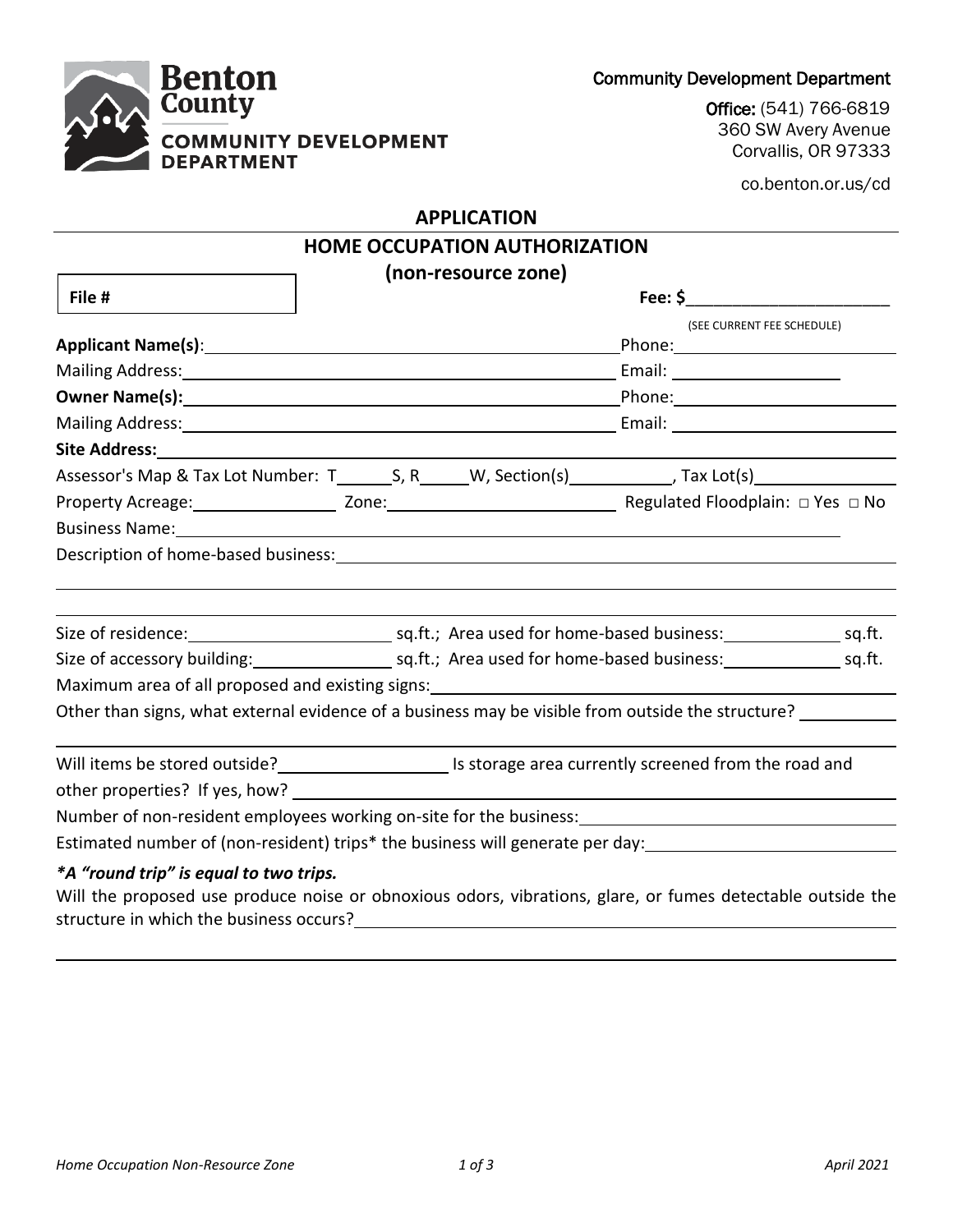Benton County
COMMUNITY DEVELOPMENT DEPARTMENT

Community Development Department

Office: (541) 766-6819
360 SW Avery Avenue
Corvallis, OR 97333

co.benton.or.us/cd

## APPLICATION

## HOME OCCUPATION AUTHORIZATION (non-resource zone)

**File #**

**Fee: $**______________________
(SEE CURRENT FEE SCHEDULE)

**Applicant Name(s)**: ______________________ Phone: ______________________

Mailing Address: ______________________ Email: ______________________

**Owner Name(s):** ______________________ Phone: ______________________

Mailing Address: ______________________ Email: ______________________

**Site Address:** ______________________

Assessor's Map & Tax Lot Number: T______S, R_____W, Section(s)___________, Tax Lot(s)________________

Property Acreage: ______________ Zone: ______________________ Regulated Floodplain: □ Yes □ No

Business Name: ______________________

Description of home-based business: ______________________

______________________

______________________

Size of residence: ______________ sq.ft.; Area used for home-based business: ____________ sq.ft.

Size of accessory building: ______________ sq.ft.; Area used for home-based business: ____________ sq.ft.

Maximum area of all proposed and existing signs: ______________________

Other than signs, what external evidence of a business may be visible from outside the structure? __________

______________________

Will items be stored outside? __________________ Is storage area currently screened from the road and other properties? If yes, how? ______________________

Number of non-resident employees working on-site for the business: ______________________

Estimated number of (non-resident) trips* the business will generate per day: ______________________

***A "round trip" is equal to two trips.***

Will the proposed use produce noise or obnoxious odors, vibrations, glare, or fumes detectable outside the structure in which the business occurs? ______________________

______________________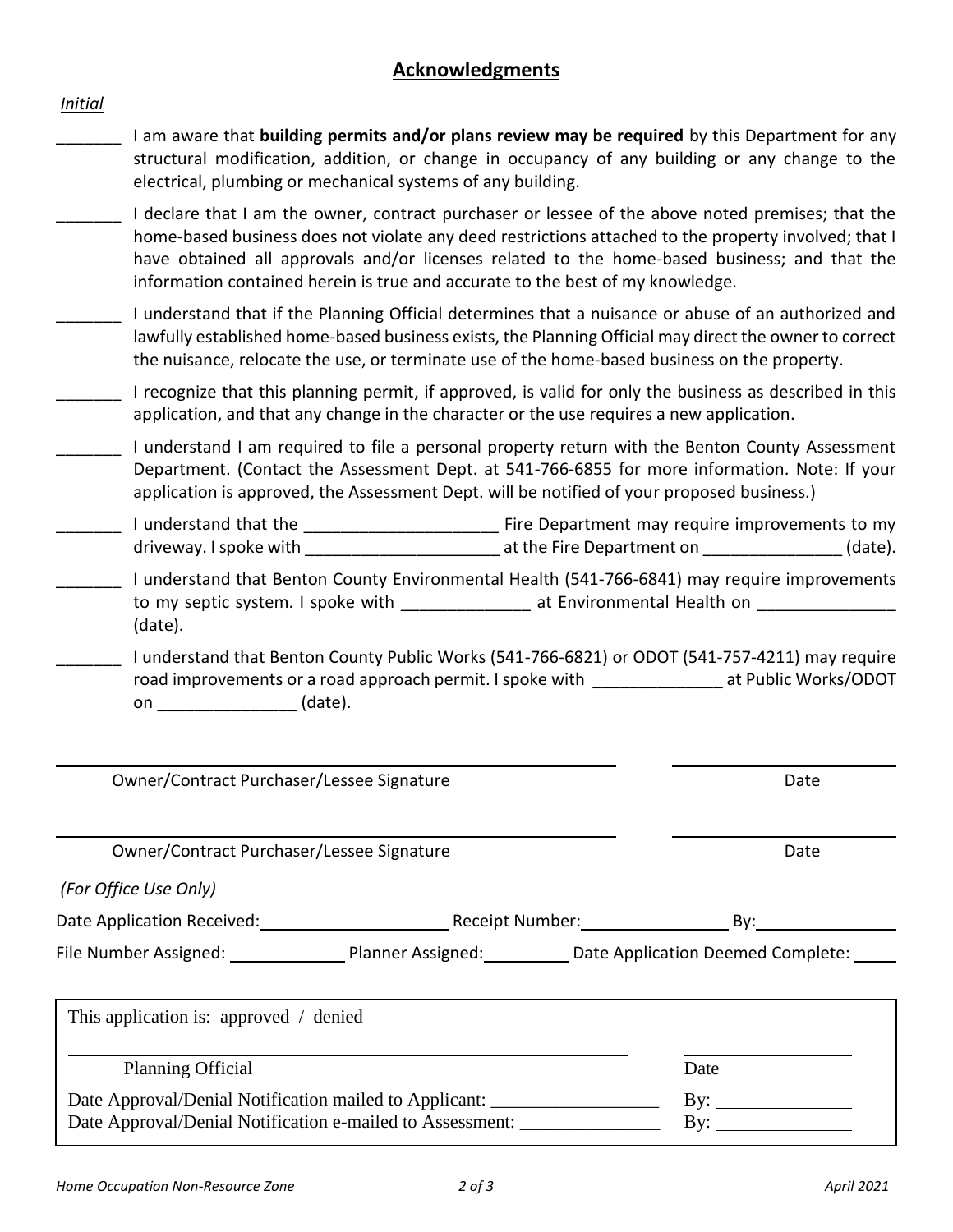## Acknowledgments

*Initial*

_______ I am aware that **building permits and/or plans review may be required** by this Department for any structural modification, addition, or change in occupancy of any building or any change to the electrical, plumbing or mechanical systems of any building.

_______ I declare that I am the owner, contract purchaser or lessee of the above noted premises; that the home-based business does not violate any deed restrictions attached to the property involved; that I have obtained all approvals and/or licenses related to the home-based business; and that the information contained herein is true and accurate to the best of my knowledge.

_______ I understand that if the Planning Official determines that a nuisance or abuse of an authorized and lawfully established home-based business exists, the Planning Official may direct the owner to correct the nuisance, relocate the use, or terminate use of the home-based business on the property.

_______ I recognize that this planning permit, if approved, is valid for only the business as described in this application, and that any change in the character or the use requires a new application.

_______ I understand I am required to file a personal property return with the Benton County Assessment Department. (Contact the Assessment Dept. at 541-766-6855 for more information. Note: If your application is approved, the Assessment Dept. will be notified of your proposed business.)

_______ I understand that the _____________________ Fire Department may require improvements to my driveway. I spoke with _____________________ at the Fire Department on _______________ (date).

_______ I understand that Benton County Environmental Health (541-766-6841) may require improvements to my septic system. I spoke with ______________ at Environmental Health on _______________ (date).

_______ I understand that Benton County Public Works (541-766-6821) or ODOT (541-757-4211) may require road improvements or a road approach permit. I spoke with ______________ at Public Works/ODOT on _______________ (date).

_____________________________________________ ____________________
Owner/Contract Purchaser/Lessee Signature Date

_____________________________________________ ____________________
Owner/Contract Purchaser/Lessee Signature Date

*(For Office Use Only)*

Date Application Received: ____________________ Receipt Number: ________________ By: ________________

File Number Assigned: _____________ Planner Assigned: _________ Date Application Deemed Complete: _____

This application is: approved / denied

_____________________________________________ ____________________
Planning Official Date

Date Approval/Denial Notification mailed to Applicant: __________________ By: _______________

Date Approval/Denial Notification e-mailed to Assessment: _______________ By: _______________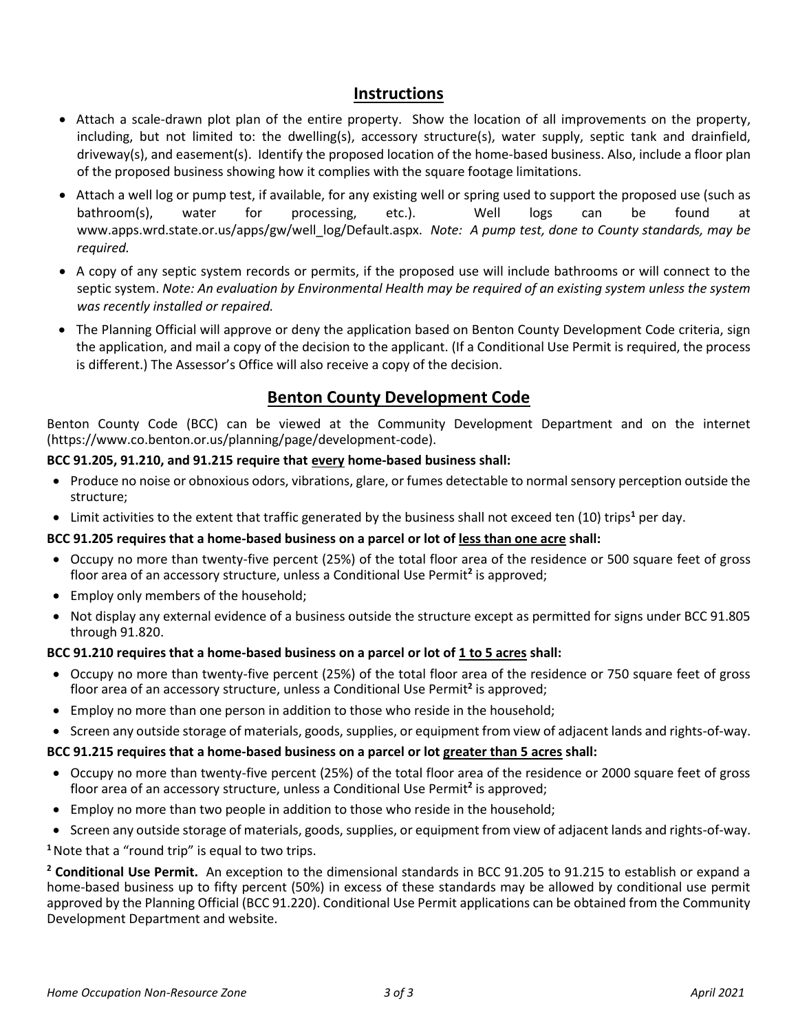## Instructions

- Attach a scale-drawn plot plan of the entire property. Show the location of all improvements on the property, including, but not limited to: the dwelling(s), accessory structure(s), water supply, septic tank and drainfield, driveway(s), and easement(s). Identify the proposed location of the home-based business. Also, include a floor plan of the proposed business showing how it complies with the square footage limitations.
- Attach a well log or pump test, if available, for any existing well or spring used to support the proposed use (such as bathroom(s), water for processing, etc.). Well logs can be found at www.apps.wrd.state.or.us/apps/gw/well_log/Default.aspx. *Note: A pump test, done to County standards, may be required.*
- A copy of any septic system records or permits, if the proposed use will include bathrooms or will connect to the septic system. *Note: An evaluation by Environmental Health may be required of an existing system unless the system was recently installed or repaired.*
- The Planning Official will approve or deny the application based on Benton County Development Code criteria, sign the application, and mail a copy of the decision to the applicant. (If a Conditional Use Permit is required, the process is different.) The Assessor's Office will also receive a copy of the decision.

## Benton County Development Code

Benton County Code (BCC) can be viewed at the Community Development Department and on the internet (https://www.co.benton.or.us/planning/page/development-code).

**BCC 91.205, 91.210, and 91.215 require that every home-based business shall:**

- Produce no noise or obnoxious odors, vibrations, glare, or fumes detectable to normal sensory perception outside the structure;
- Limit activities to the extent that traffic generated by the business shall not exceed ten (10) trips[1] per day.

**BCC 91.205 requires that a home-based business on a parcel or lot of less than one acre shall:**

- Occupy no more than twenty-five percent (25%) of the total floor area of the residence or 500 square feet of gross floor area of an accessory structure, unless a Conditional Use Permit[2] is approved;
- Employ only members of the household;
- Not display any external evidence of a business outside the structure except as permitted for signs under BCC 91.805 through 91.820.

**BCC 91.210 requires that a home-based business on a parcel or lot of 1 to 5 acres shall:**

- Occupy no more than twenty-five percent (25%) of the total floor area of the residence or 750 square feet of gross floor area of an accessory structure, unless a Conditional Use Permit[2] is approved;
- Employ no more than one person in addition to those who reside in the household;
- Screen any outside storage of materials, goods, supplies, or equipment from view of adjacent lands and rights-of-way.

**BCC 91.215 requires that a home-based business on a parcel or lot greater than 5 acres shall:**

- Occupy no more than twenty-five percent (25%) of the total floor area of the residence or 2000 square feet of gross floor area of an accessory structure, unless a Conditional Use Permit[2] is approved;
- Employ no more than two people in addition to those who reside in the household;
- Screen any outside storage of materials, goods, supplies, or equipment from view of adjacent lands and rights-of-way.

[1] Note that a "round trip" is equal to two trips.

[2] **Conditional Use Permit.** An exception to the dimensional standards in BCC 91.205 to 91.215 to establish or expand a home-based business up to fifty percent (50%) in excess of these standards may be allowed by conditional use permit approved by the Planning Official (BCC 91.220). Conditional Use Permit applications can be obtained from the Community Development Department and website.